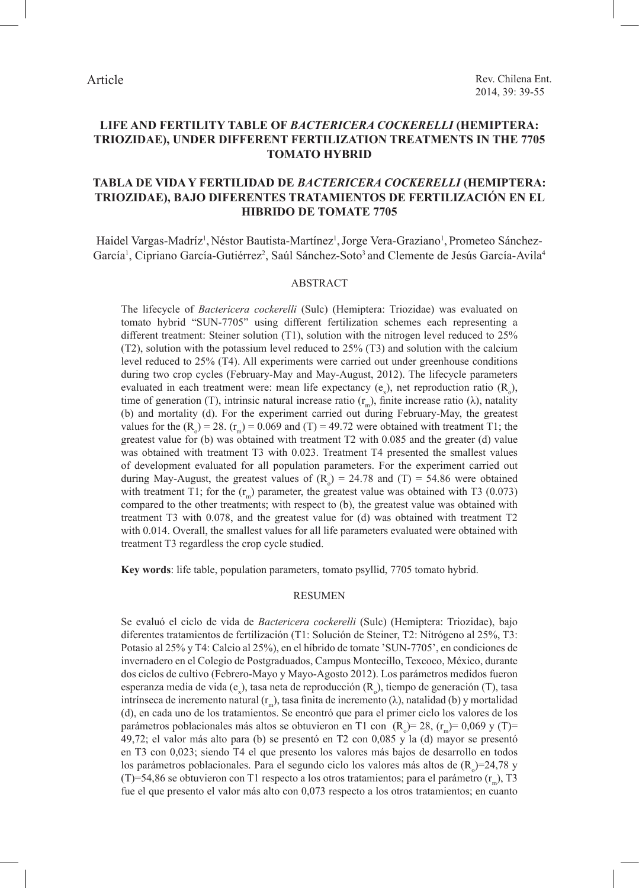Article

# LIFE AND FERTILITY TABLE OF *BACTERICERA COCKERELLI* (HEMIPTERA: TRIOZIDAE), UNDER DIFFERENT FERTILIZATION TREATMENTS IN THE 7705 TOMATO HYBRID

# TABLA DE VIDA Y FERTILIDAD DE *BACTERICERA COCKERELLI* (HEMIPTERA: TRIOZIDAE), BAJO DIFERENTES TRATAMIENTOS DE FERTILIZACIÓN EN EL HIBRIDO DE TOMATE 7705

Haidel Vargas-Madríz[1], Néstor Bautista-Martínez[1], Jorge Vera-Graziano[1], Prometeo Sánchez-García[1], Cipriano García-Gutiérrez[2], Saúl Sánchez-Soto[3] and Clemente de Jesús García-Avila[4]

## ABSTRACT

The lifecycle of *Bactericera cockerelli* (Sulc) (Hemiptera: Triozidae) was evaluated on tomato hybrid "SUN-7705" using different fertilization schemes each representing a different treatment: Steiner solution (T1), solution with the nitrogen level reduced to 25% (T2), solution with the potassium level reduced to 25% (T3) and solution with the calcium level reduced to 25% (T4). All experiments were carried out under greenhouse conditions during two crop cycles (February-May and May-August, 2012). The lifecycle parameters evaluated in each treatment were: mean life expectancy ($e_x$), net reproduction ratio ($R_o$), time of generation (T), intrinsic natural increase ratio ($r_m$), finite increase ratio ($\lambda$), natality (b) and mortality (d). For the experiment carried out during February-May, the greatest values for the ($R_o$) = 28. ($r_m$) = 0.069 and (T) = 49.72 were obtained with treatment T1; the greatest value for (b) was obtained with treatment T2 with 0.085 and the greater (d) value was obtained with treatment T3 with 0.023. Treatment T4 presented the smallest values of development evaluated for all population parameters. For the experiment carried out during May-August, the greatest values of ($R_o$) = 24.78 and (T) = 54.86 were obtained with treatment T1; for the ($r_m$) parameter, the greatest value was obtained with T3 (0.073) compared to the other treatments; with respect to (b), the greatest value was obtained with treatment T3 with 0.078, and the greatest value for (d) was obtained with treatment T2 with 0.014. Overall, the smallest values for all life parameters evaluated were obtained with treatment T3 regardless the crop cycle studied.

**Key words**: life table, population parameters, tomato psyllid, 7705 tomato hybrid.

## RESUMEN

Se evaluó el ciclo de vida de *Bactericera cockerelli* (Sulc) (Hemiptera: Triozidae), bajo diferentes tratamientos de fertilización (T1: Solución de Steiner, T2: Nitrógeno al 25%, T3: Potasio al 25% y T4: Calcio al 25%), en el híbrido de tomate 'SUN-7705', en condiciones de invernadero en el Colegio de Postgraduados, Campus Montecillo, Texcoco, México, durante dos ciclos de cultivo (Febrero-Mayo y Mayo-Agosto 2012). Los parámetros medidos fueron esperanza media de vida ($e_x$), tasa neta de reproducción ($R_o$), tiempo de generación (T), tasa intrínseca de incremento natural ($r_m$), tasa finita de incremento ($\lambda$), natalidad (b) y mortalidad (d), en cada uno de los tratamientos. Se encontró que para el primer ciclo los valores de los parámetros poblacionales más altos se obtuvieron en T1 con ($R_o$)= 28, ($r_m$)= 0,069 y (T)= 49,72; el valor más alto para (b) se presentó en T2 con 0,085 y la (d) mayor se presentó en T3 con 0,023; siendo T4 el que presento los valores más bajos de desarrollo en todos los parámetros poblacionales. Para el segundo ciclo los valores más altos de ($R_o$)=24,78 y (T)=54,86 se obtuvieron con T1 respecto a los otros tratamientos; para el parámetro ($r_m$), T3 fue el que presento el valor más alto con 0,073 respecto a los otros tratamientos; en cuanto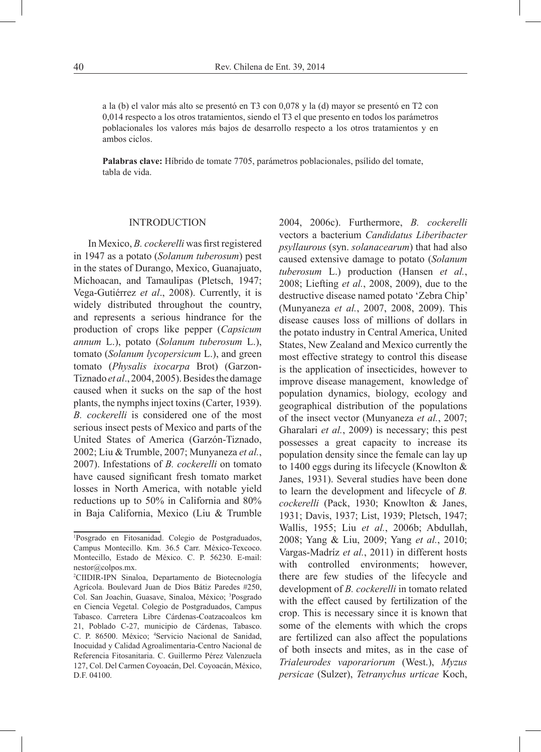a la (b) el valor más alto se presentó en T3 con 0,078 y la (d) mayor se presentó en T2 con 0,014 respecto a los otros tratamientos, siendo el T3 el que presento en todos los parámetros poblacionales los valores más bajos de desarrollo respecto a los otros tratamientos y en ambos ciclos.

**Palabras clave:** Híbrido de tomate 7705, parámetros poblacionales, psílido del tomate, tabla de vida.

## INTRODUCTION

In Mexico, *B. cockerelli* was first registered in 1947 as a potato (*Solanum tuberosum*) pest in the states of Durango, Mexico, Guanajuato, Michoacan, and Tamaulipas (Pletsch, 1947; Vega-Gutiérrez *et al*., 2008). Currently, it is widely distributed throughout the country, and represents a serious hindrance for the production of crops like pepper (*Capsicum annum* L.), potato (*Solanum tuberosum* L.), tomato (*Solanum lycopersicum* L.), and green tomato (*Physalis ixocarpa* Brot) (Garzon-Tiznado *et al*., 2004, 2005). Besides the damage caused when it sucks on the sap of the host plants, the nymphs inject toxins (Carter, 1939). *B. cockerelli* is considered one of the most serious insect pests of Mexico and parts of the United States of America (Garzón-Tiznado, 2002; Liu & Trumble, 2007; Munyaneza *et al.*, 2007). Infestations of *B. cockerelli* on tomato have caused significant fresh tomato market losses in North America, with notable yield reductions up to 50% in California and 80% in Baja California, Mexico (Liu & Trumble 2004, 2006c). Furthermore, *B. cockerelli* vectors a bacterium *Candidatus Liberibacter psyllaurous* (syn. *solanacearum*) that had also caused extensive damage to potato (*Solanum tuberosum* L.) production (Hansen *et al.*, 2008; Liefting *et al.*, 2008, 2009), due to the destructive disease named potato 'Zebra Chip' (Munyaneza *et al.*, 2007, 2008, 2009). This disease causes loss of millions of dollars in the potato industry in Central America, United States, New Zealand and Mexico currently the most effective strategy to control this disease is the application of insecticides, however to improve disease management, knowledge of population dynamics, biology, ecology and geographical distribution of the populations of the insect vector (Munyaneza *et al.*, 2007; Gharalari *et al.*, 2009) is necessary; this pest possesses a great capacity to increase its population density since the female can lay up to 1400 eggs during its lifecycle (Knowlton & Janes, 1931). Several studies have been done to learn the development and lifecycle of *B. cockerelli* (Pack, 1930; Knowlton & Janes, 1931; Davis, 1937; List, 1939; Pletsch, 1947; Wallis, 1955; Liu *et al.*, 2006b; Abdullah, 2008; Yang & Liu, 2009; Yang *et al.*, 2010; Vargas-Madríz *et al.*, 2011) in different hosts with controlled environments; however, there are few studies of the lifecycle and development of *B. cockerelli* in tomato related with the effect caused by fertilization of the crop. This is necessary since it is known that some of the elements with which the crops are fertilized can also affect the populations of both insects and mites, as in the case of *Trialeurodes vaporariorum* (West.), *Myzus persicae* (Sulzer), *Tetranychus urticae* Koch,

---

[1]Posgrado en Fitosanidad. Colegio de Postgraduados, Campus Montecillo. Km. 36.5 Carr. México-Texcoco. Montecillo, Estado de México. C. P. 56230. E-mail: nestor@colpos.mx.

[2]CIIDIR-IPN Sinaloa, Departamento de Biotecnología Agrícola. Boulevard Juan de Dios Bátiz Paredes #250, Col. San Joachin, Guasave, Sinaloa, México; [3]Posgrado en Ciencia Vegetal. Colegio de Postgraduados, Campus Tabasco. Carretera Libre Cárdenas-Coatzacoalcos km 21, Poblado C-27, municipio de Cárdenas, Tabasco. C. P. 86500. México; [4]Servicio Nacional de Sanidad, Inocuidad y Calidad Agroalimentaria-Centro Nacional de Referencia Fitosanitaria. C. Guillermo Pérez Valenzuela 127, Col. Del Carmen Coyoacán, Del. Coyoacán, México, D.F. 04100.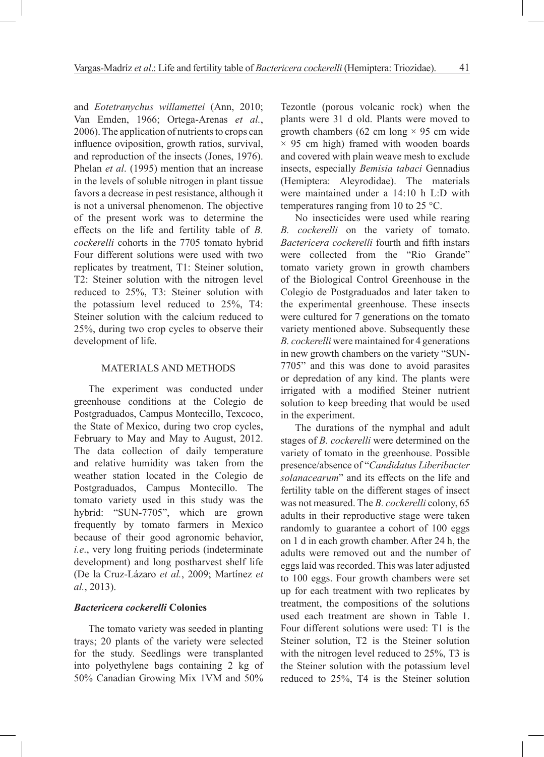and *Eotetranychus willamettei* (Ann, 2010; Van Emden, 1966; Ortega-Arenas *et al.*, 2006). The application of nutrients to crops can influence oviposition, growth ratios, survival, and reproduction of the insects (Jones, 1976). Phelan *et al*. (1995) mention that an increase in the levels of soluble nitrogen in plant tissue favors a decrease in pest resistance, although it is not a universal phenomenon. The objective of the present work was to determine the effects on the life and fertility table of *B. cockerelli* cohorts in the 7705 tomato hybrid Four different solutions were used with two replicates by treatment, T1: Steiner solution, T2: Steiner solution with the nitrogen level reduced to 25%, T3: Steiner solution with the potassium level reduced to 25%, T4: Steiner solution with the calcium reduced to 25%, during two crop cycles to observe their development of life.

## MATERIALS AND METHODS

The experiment was conducted under greenhouse conditions at the Colegio de Postgraduados, Campus Montecillo, Texcoco, the State of Mexico, during two crop cycles, February to May and May to August, 2012. The data collection of daily temperature and relative humidity was taken from the weather station located in the Colegio de Postgraduados, Campus Montecillo. The tomato variety used in this study was the hybrid: "SUN-7705", which are grown frequently by tomato farmers in Mexico because of their good agronomic behavior, *i.e*., very long fruiting periods (indeterminate development) and long postharvest shelf life (De la Cruz-Lázaro *et al.*, 2009; Martínez *et al.*, 2013).

### *Bactericera cockerelli* Colonies

The tomato variety was seeded in planting trays; 20 plants of the variety were selected for the study. Seedlings were transplanted into polyethylene bags containing 2 kg of 50% Canadian Growing Mix 1VM and 50% Tezontle (porous volcanic rock) when the plants were 31 d old. Plants were moved to growth chambers (62 cm long × 95 cm wide × 95 cm high) framed with wooden boards and covered with plain weave mesh to exclude insects, especially *Bemisia tabaci* Gennadius (Hemiptera: Aleyrodidae). The materials were maintained under a 14:10 h L:D with temperatures ranging from 10 to 25 °C.

No insecticides were used while rearing *B. cockerelli* on the variety of tomato. *Bactericera cockerelli* fourth and fifth instars were collected from the "Rio Grande" tomato variety grown in growth chambers of the Biological Control Greenhouse in the Colegio de Postgraduados and later taken to the experimental greenhouse. These insects were cultured for 7 generations on the tomato variety mentioned above. Subsequently these *B. cockerelli* were maintained for 4 generations in new growth chambers on the variety "SUN-7705" and this was done to avoid parasites or depredation of any kind. The plants were irrigated with a modified Steiner nutrient solution to keep breeding that would be used in the experiment.

The durations of the nymphal and adult stages of *B. cockerelli* were determined on the variety of tomato in the greenhouse. Possible presence/absence of "*Candidatus Liberibacter solanacearum*" and its effects on the life and fertility table on the different stages of insect was not measured. The *B. cockerelli* colony, 65 adults in their reproductive stage were taken randomly to guarantee a cohort of 100 eggs on 1 d in each growth chamber. After 24 h, the adults were removed out and the number of eggs laid was recorded. This was later adjusted to 100 eggs. Four growth chambers were set up for each treatment with two replicates by treatment, the compositions of the solutions used each treatment are shown in Table 1. Four different solutions were used: T1 is the Steiner solution, T2 is the Steiner solution with the nitrogen level reduced to 25%, T3 is the Steiner solution with the potassium level reduced to 25%, T4 is the Steiner solution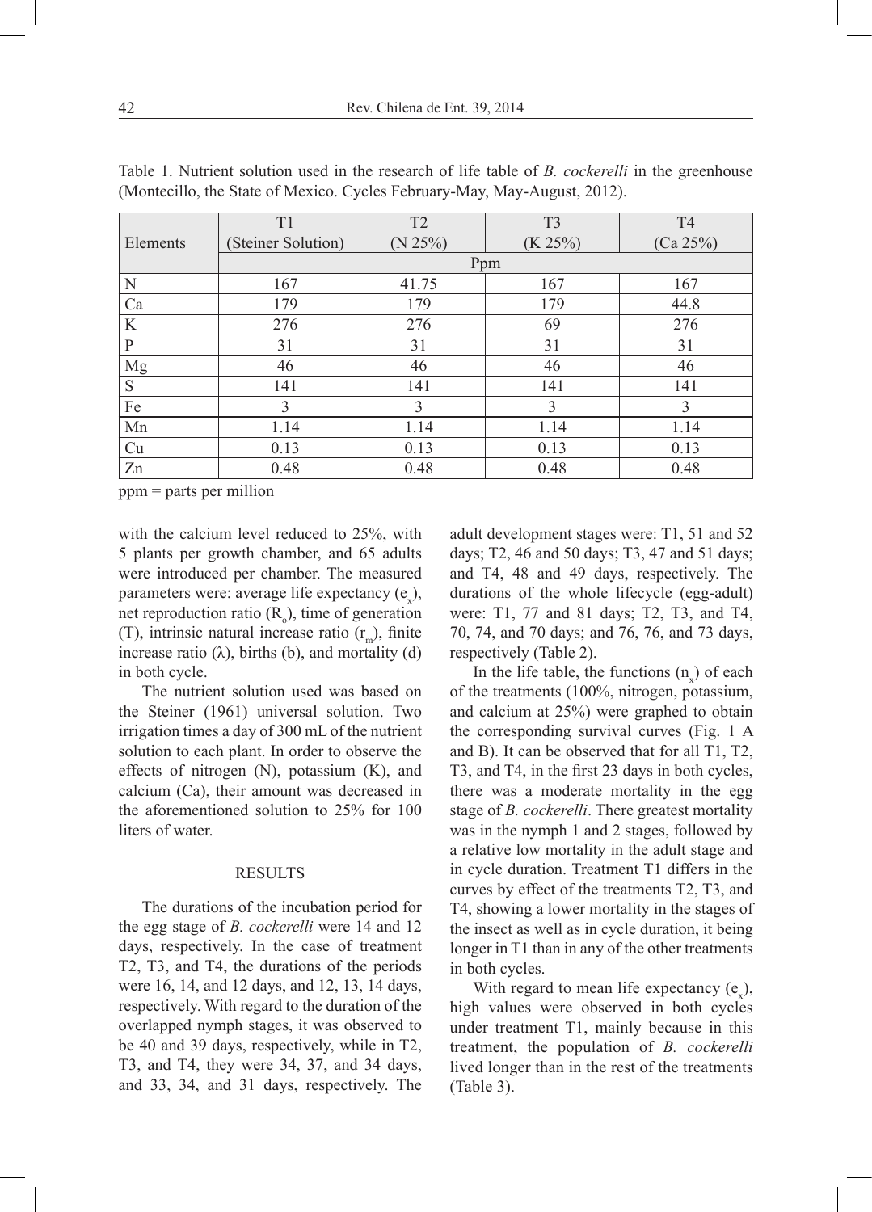Table 1. Nutrient solution used in the research of life table of *B. cockerelli* in the greenhouse (Montecillo, the State of Mexico. Cycles February-May, May-August, 2012).

| Elements | T1 (Steiner Solution) | T2 (N 25%) | T3 (K 25%) | T4 (Ca 25%) |
|---|---|---|---|---|
| | Ppm | | | |
| N | 167 | 41.75 | 167 | 167 |
| Ca | 179 | 179 | 179 | 44.8 |
| K | 276 | 276 | 69 | 276 |
| P | 31 | 31 | 31 | 31 |
| Mg | 46 | 46 | 46 | 46 |
| S | 141 | 141 | 141 | 141 |
| Fe | 3 | 3 | 3 | 3 |
| Mn | 1.14 | 1.14 | 1.14 | 1.14 |
| Cu | 0.13 | 0.13 | 0.13 | 0.13 |
| Zn | 0.48 | 0.48 | 0.48 | 0.48 |

ppm = parts per million

with the calcium level reduced to 25%, with 5 plants per growth chamber, and 65 adults were introduced per chamber. The measured parameters were: average life expectancy ($e_x$), net reproduction ratio ($R_o$), time of generation (T), intrinsic natural increase ratio ($r_m$), finite increase ratio ($\lambda$), births (b), and mortality (d) in both cycle.

The nutrient solution used was based on the Steiner (1961) universal solution. Two irrigation times a day of 300 mL of the nutrient solution to each plant. In order to observe the effects of nitrogen (N), potassium (K), and calcium (Ca), their amount was decreased in the aforementioned solution to 25% for 100 liters of water.

## RESULTS

The durations of the incubation period for the egg stage of *B. cockerelli* were 14 and 12 days, respectively. In the case of treatment T2, T3, and T4, the durations of the periods were 16, 14, and 12 days, and 12, 13, 14 days, respectively. With regard to the duration of the overlapped nymph stages, it was observed to be 40 and 39 days, respectively, while in T2, T3, and T4, they were 34, 37, and 34 days, and 33, 34, and 31 days, respectively. The adult development stages were: T1, 51 and 52 days; T2, 46 and 50 days; T3, 47 and 51 days; and T4, 48 and 49 days, respectively. The durations of the whole lifecycle (egg-adult) were: T1, 77 and 81 days; T2, T3, and T4, 70, 74, and 70 days; and 76, 76, and 73 days, respectively (Table 2).

In the life table, the functions ($n_x$) of each of the treatments (100%, nitrogen, potassium, and calcium at 25%) were graphed to obtain the corresponding survival curves (Fig. 1 A and B). It can be observed that for all T1, T2, T3, and T4, in the first 23 days in both cycles, there was a moderate mortality in the egg stage of *B. cockerelli*. There greatest mortality was in the nymph 1 and 2 stages, followed by a relative low mortality in the adult stage and in cycle duration. Treatment T1 differs in the curves by effect of the treatments T2, T3, and T4, showing a lower mortality in the stages of the insect as well as in cycle duration, it being longer in T1 than in any of the other treatments in both cycles.

With regard to mean life expectancy ($e_x$), high values were observed in both cycles under treatment T1, mainly because in this treatment, the population of *B. cockerelli* lived longer than in the rest of the treatments (Table 3).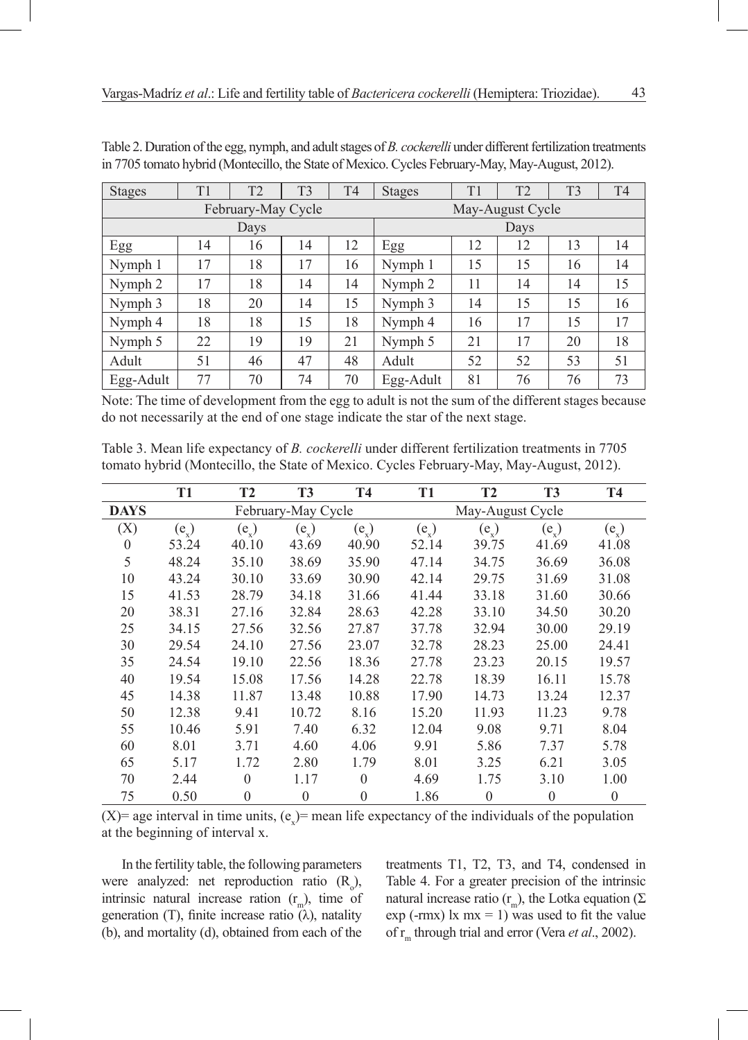Table 2. Duration of the egg, nymph, and adult stages of *B. cockerelli* under different fertilization treatments in 7705 tomato hybrid (Montecillo, the State of Mexico. Cycles February-May, May-August, 2012).

| Stages | T1 | T2 | T3 | T4 | Stages | T1 | T2 | T3 | T4 |
|---|---|---|---|---|---|---|---|---|---|
| February-May Cycle | | | | | May-August Cycle | | | | |
| | Days | | | | | Days | | | |
| Egg | 14 | 16 | 14 | 12 | Egg | 12 | 12 | 13 | 14 |
| Nymph 1 | 17 | 18 | 17 | 16 | Nymph 1 | 15 | 15 | 16 | 14 |
| Nymph 2 | 17 | 18 | 14 | 14 | Nymph 2 | 11 | 14 | 14 | 15 |
| Nymph 3 | 18 | 20 | 14 | 15 | Nymph 3 | 14 | 15 | 15 | 16 |
| Nymph 4 | 18 | 18 | 15 | 18 | Nymph 4 | 16 | 17 | 15 | 17 |
| Nymph 5 | 22 | 19 | 19 | 21 | Nymph 5 | 21 | 17 | 20 | 18 |
| Adult | 51 | 46 | 47 | 48 | Adult | 52 | 52 | 53 | 51 |
| Egg-Adult | 77 | 70 | 74 | 70 | Egg-Adult | 81 | 76 | 76 | 73 |

Note: The time of development from the egg to adult is not the sum of the different stages because do not necessarily at the end of one stage indicate the star of the next stage.

Table 3. Mean life expectancy of *B. cockerelli* under different fertilization treatments in 7705 tomato hybrid (Montecillo, the State of Mexico. Cycles February-May, May-August, 2012).

| | **T1** | **T2** | **T3** | **T4** | **T1** | **T2** | **T3** | **T4** |
|---|---|---|---|---|---|---|---|---|
| **DAYS** | February-May Cycle | | | | May-August Cycle | | | |
| (X) | ($e_x$) | ($e_x$) | ($e_x$) | ($e_x$) | ($e_x$) | ($e_x$) | ($e_x$) | ($e_x$) |
| 0 | 53.24 | 40.10 | 43.69 | 40.90 | 52.14 | 39.75 | 41.69 | 41.08 |
| 5 | 48.24 | 35.10 | 38.69 | 35.90 | 47.14 | 34.75 | 36.69 | 36.08 |
| 10 | 43.24 | 30.10 | 33.69 | 30.90 | 42.14 | 29.75 | 31.69 | 31.08 |
| 15 | 41.53 | 28.79 | 34.18 | 31.66 | 41.44 | 33.18 | 31.60 | 30.66 |
| 20 | 38.31 | 27.16 | 32.84 | 28.63 | 42.28 | 33.10 | 34.50 | 30.20 |
| 25 | 34.15 | 27.56 | 32.56 | 27.87 | 37.78 | 32.94 | 30.00 | 29.19 |
| 30 | 29.54 | 24.10 | 27.56 | 23.07 | 32.78 | 28.23 | 25.00 | 24.41 |
| 35 | 24.54 | 19.10 | 22.56 | 18.36 | 27.78 | 23.23 | 20.15 | 19.57 |
| 40 | 19.54 | 15.08 | 17.56 | 14.28 | 22.78 | 18.39 | 16.11 | 15.78 |
| 45 | 14.38 | 11.87 | 13.48 | 10.88 | 17.90 | 14.73 | 13.24 | 12.37 |
| 50 | 12.38 | 9.41 | 10.72 | 8.16 | 15.20 | 11.93 | 11.23 | 9.78 |
| 55 | 10.46 | 5.91 | 7.40 | 6.32 | 12.04 | 9.08 | 9.71 | 8.04 |
| 60 | 8.01 | 3.71 | 4.60 | 4.06 | 9.91 | 5.86 | 7.37 | 5.78 |
| 65 | 5.17 | 1.72 | 2.80 | 1.79 | 8.01 | 3.25 | 6.21 | 3.05 |
| 70 | 2.44 | 0 | 1.17 | 0 | 4.69 | 1.75 | 3.10 | 1.00 |
| 75 | 0.50 | 0 | 0 | 0 | 1.86 | 0 | 0 | 0 |

(X)= age interval in time units, ($e_x$)= mean life expectancy of the individuals of the population at the beginning of interval x.

In the fertility table, the following parameters were analyzed: net reproduction ratio ($R_o$), intrinsic natural increase ration ($r_m$), time of generation (T), finite increase ratio (λ), natality (b), and mortality (d), obtained from each of the treatments T1, T2, T3, and T4, condensed in Table 4. For a greater precision of the intrinsic natural increase ratio ($r_m$), the Lotka equation ($\Sigma \exp(-rmx)\, lx\, mx = 1$) was used to fit the value of $r_m$ through trial and error (Vera *et al*., 2002).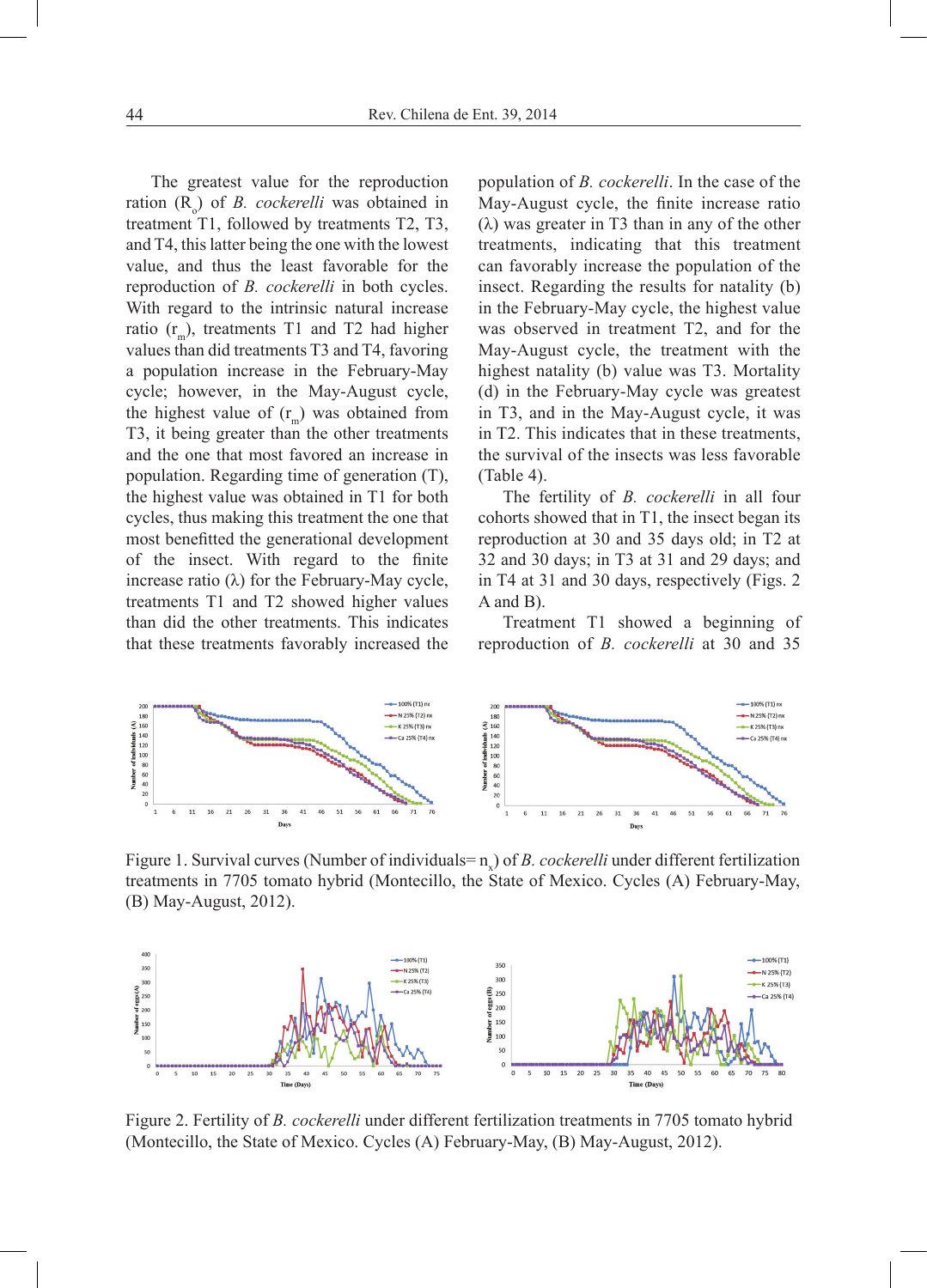The greatest value for the reproduction ration ($R_o$) of *B. cockerelli* was obtained in treatment T1, followed by treatments T2, T3, and T4, this latter being the one with the lowest value, and thus the least favorable for the reproduction of *B. cockerelli* in both cycles. With regard to the intrinsic natural increase ratio ($r_m$), treatments T1 and T2 had higher values than did treatments T3 and T4, favoring a population increase in the February-May cycle; however, in the May-August cycle, the highest value of ($r_m$) was obtained from T3, it being greater than the other treatments and the one that most favored an increase in population. Regarding time of generation (T), the highest value was obtained in T1 for both cycles, thus making this treatment the one that most benefitted the generational development of the insect. With regard to the finite increase ratio (λ) for the February-May cycle, treatments T1 and T2 showed higher values than did the other treatments. This indicates that these treatments favorably increased the population of *B. cockerelli*. In the case of the May-August cycle, the finite increase ratio (λ) was greater in T3 than in any of the other treatments, indicating that this treatment can favorably increase the population of the insect. Regarding the results for natality (b) in the February-May cycle, the highest value was observed in treatment T2, and for the May-August cycle, the treatment with the highest natality (b) value was T3. Mortality (d) in the February-May cycle was greatest in T3, and in the May-August cycle, it was in T2. This indicates that in these treatments, the survival of the insects was less favorable (Table 4).

The fertility of *B. cockerelli* in all four cohorts showed that in T1, the insect began its reproduction at 30 and 35 days old; in T2 at 32 and 30 days; in T3 at 31 and 29 days; and in T4 at 31 and 30 days, respectively (Figs. 2 A and B).

Treatment T1 showed a beginning of reproduction of *B. cockerelli* at 30 and 35

Figure 1. Survival curves (Number of individuals= $n_x$) of *B. cockerelli* under different fertilization treatments in 7705 tomato hybrid (Montecillo, the State of Mexico. Cycles (A) February-May, (B) May-August, 2012).

Figure 2. Fertility of *B. cockerelli* under different fertilization treatments in 7705 tomato hybrid (Montecillo, the State of Mexico. Cycles (A) February-May, (B) May-August, 2012).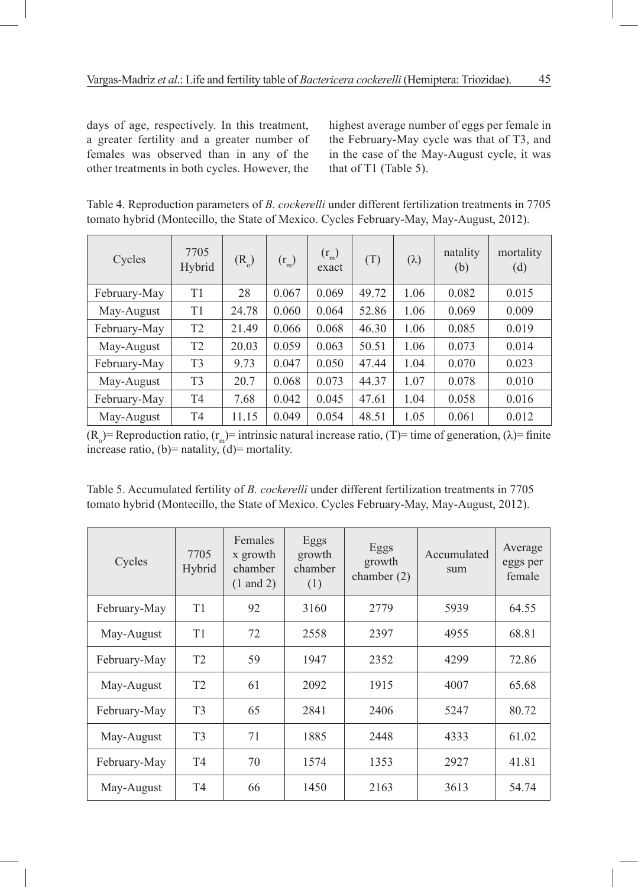days of age, respectively. In this treatment, a greater fertility and a greater number of females was observed than in any of the other treatments in both cycles. However, the highest average number of eggs per female in the February-May cycle was that of T3, and in the case of the May-August cycle, it was that of T1 (Table 5).

Table 4. Reproduction parameters of *B. cockerelli* under different fertilization treatments in 7705 tomato hybrid (Montecillo, the State of Mexico. Cycles February-May, May-August, 2012).

| Cycles | 7705 Hybrid | $(R_o)$ | $(r_m)$ | $(r_m)$ exact | (T) | (λ) | natality (b) | mortality (d) |
|---|---|---|---|---|---|---|---|---|
| February-May | T1 | 28 | 0.067 | 0.069 | 49.72 | 1.06 | 0.082 | 0.015 |
| May-August | T1 | 24.78 | 0.060 | 0.064 | 52.86 | 1.06 | 0.069 | 0.009 |
| February-May | T2 | 21.49 | 0.066 | 0.068 | 46.30 | 1.06 | 0.085 | 0.019 |
| May-August | T2 | 20.03 | 0.059 | 0.063 | 50.51 | 1.06 | 0.073 | 0.014 |
| February-May | T3 | 9.73 | 0.047 | 0.050 | 47.44 | 1.04 | 0.070 | 0.023 |
| May-August | T3 | 20.7 | 0.068 | 0.073 | 44.37 | 1.07 | 0.078 | 0.010 |
| February-May | T4 | 7.68 | 0.042 | 0.045 | 47.61 | 1.04 | 0.058 | 0.016 |
| May-August | T4 | 11.15 | 0.049 | 0.054 | 48.51 | 1.05 | 0.061 | 0.012 |

$(R_o)$= Reproduction ratio, $(r_m)$= intrinsic natural increase ratio, (T)= time of generation, (λ)= finite increase ratio, (b)= natality, (d)= mortality.

Table 5. Accumulated fertility of *B. cockerelli* under different fertilization treatments in 7705 tomato hybrid (Montecillo, the State of Mexico. Cycles February-May, May-August, 2012).

| Cycles | 7705 Hybrid | Females x growth chamber (1 and 2) | Eggs growth chamber (1) | Eggs growth chamber (2) | Accumulated sum | Average eggs per female |
|---|---|---|---|---|---|---|
| February-May | T1 | 92 | 3160 | 2779 | 5939 | 64.55 |
| May-August | T1 | 72 | 2558 | 2397 | 4955 | 68.81 |
| February-May | T2 | 59 | 1947 | 2352 | 4299 | 72.86 |
| May-August | T2 | 61 | 2092 | 1915 | 4007 | 65.68 |
| February-May | T3 | 65 | 2841 | 2406 | 5247 | 80.72 |
| May-August | T3 | 71 | 1885 | 2448 | 4333 | 61.02 |
| February-May | T4 | 70 | 1574 | 1353 | 2927 | 41.81 |
| May-August | T4 | 66 | 1450 | 2163 | 3613 | 54.74 |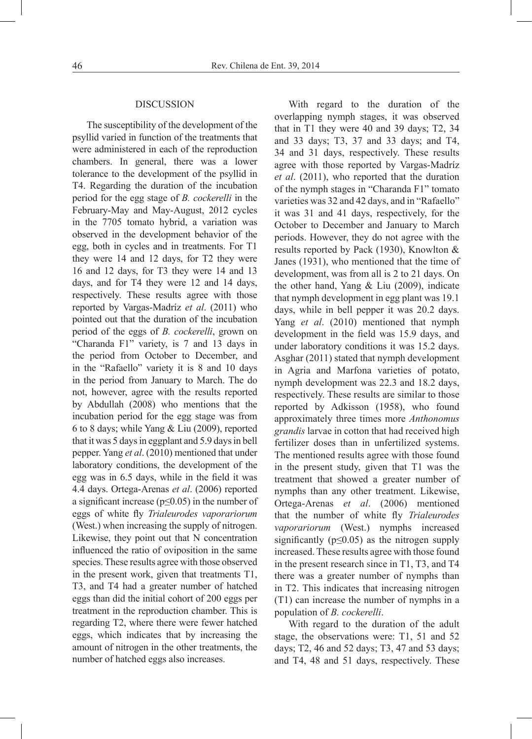## DISCUSSION

The susceptibility of the development of the psyllid varied in function of the treatments that were administered in each of the reproduction chambers. In general, there was a lower tolerance to the development of the psyllid in T4. Regarding the duration of the incubation period for the egg stage of *B. cockerelli* in the February-May and May-August, 2012 cycles in the 7705 tomato hybrid, a variation was observed in the development behavior of the egg, both in cycles and in treatments. For T1 they were 14 and 12 days, for T2 they were 16 and 12 days, for T3 they were 14 and 13 days, and for T4 they were 12 and 14 days, respectively. These results agree with those reported by Vargas-Madríz *et al*. (2011) who pointed out that the duration of the incubation period of the eggs of *B. cockerelli*, grown on "Charanda F1" variety, is 7 and 13 days in the period from October to December, and in the "Rafaello" variety it is 8 and 10 days in the period from January to March. The do not, however, agree with the results reported by Abdullah (2008) who mentions that the incubation period for the egg stage was from 6 to 8 days; while Yang & Liu (2009), reported that it was 5 days in eggplant and 5.9 days in bell pepper. Yang *et al*. (2010) mentioned that under laboratory conditions, the development of the egg was in 6.5 days, while in the field it was 4.4 days. Ortega-Arenas *et al*. (2006) reported a significant increase ($p \leq 0.05$) in the number of eggs of white fly *Trialeurodes vaporariorum* (West.) when increasing the supply of nitrogen. Likewise, they point out that N concentration influenced the ratio of oviposition in the same species. These results agree with those observed in the present work, given that treatments T1, T3, and T4 had a greater number of hatched eggs than did the initial cohort of 200 eggs per treatment in the reproduction chamber. This is regarding T2, where there were fewer hatched eggs, which indicates that by increasing the amount of nitrogen in the other treatments, the number of hatched eggs also increases.

With regard to the duration of the overlapping nymph stages, it was observed that in T1 they were 40 and 39 days; T2, 34 and 33 days; T3, 37 and 33 days; and T4, 34 and 31 days, respectively. These results agree with those reported by Vargas-Madríz *et al*. (2011), who reported that the duration of the nymph stages in "Charanda F1" tomato varieties was 32 and 42 days, and in "Rafaello" it was 31 and 41 days, respectively, for the October to December and January to March periods. However, they do not agree with the results reported by Pack (1930), Knowlton & Janes (1931), who mentioned that the time of development, was from all is 2 to 21 days. On the other hand, Yang & Liu (2009), indicate that nymph development in egg plant was 19.1 days, while in bell pepper it was 20.2 days. Yang *et al*. (2010) mentioned that nymph development in the field was 15.9 days, and under laboratory conditions it was 15.2 days. Asghar (2011) stated that nymph development in Agria and Marfona varieties of potato, nymph development was 22.3 and 18.2 days, respectively. These results are similar to those reported by Adkisson (1958), who found approximately three times more *Anthonomus grandis* larvae in cotton that had received high fertilizer doses than in unfertilized systems. The mentioned results agree with those found in the present study, given that T1 was the treatment that showed a greater number of nymphs than any other treatment. Likewise, Ortega-Arenas *et al*. (2006) mentioned that the number of white fly *Trialeurodes vaporariorum* (West.) nymphs increased significantly ($p \leq 0.05$) as the nitrogen supply increased. These results agree with those found in the present research since in T1, T3, and T4 there was a greater number of nymphs than in T2. This indicates that increasing nitrogen (T1) can increase the number of nymphs in a population of *B. cockerelli*.

With regard to the duration of the adult stage, the observations were: T1, 51 and 52 days; T2, 46 and 52 days; T3, 47 and 53 days; and T4, 48 and 51 days, respectively. These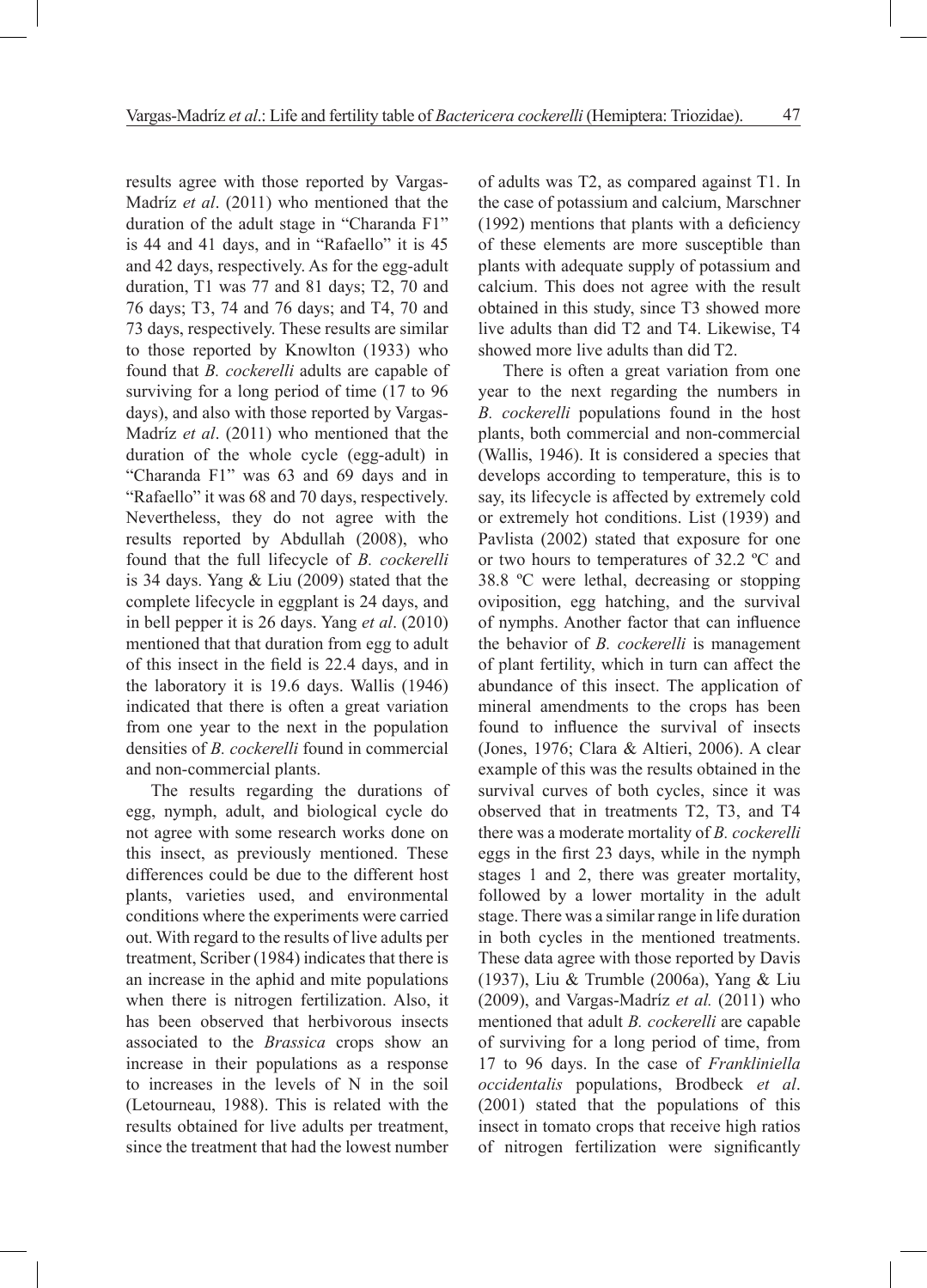results agree with those reported by Vargas-Madríz *et al*. (2011) who mentioned that the duration of the adult stage in "Charanda F1" is 44 and 41 days, and in "Rafaello" it is 45 and 42 days, respectively. As for the egg-adult duration, T1 was 77 and 81 days; T2, 70 and 76 days; T3, 74 and 76 days; and T4, 70 and 73 days, respectively. These results are similar to those reported by Knowlton (1933) who found that *B. cockerelli* adults are capable of surviving for a long period of time (17 to 96 days), and also with those reported by Vargas-Madríz *et al*. (2011) who mentioned that the duration of the whole cycle (egg-adult) in "Charanda F1" was 63 and 69 days and in "Rafaello" it was 68 and 70 days, respectively. Nevertheless, they do not agree with the results reported by Abdullah (2008), who found that the full lifecycle of *B. cockerelli* is 34 days. Yang & Liu (2009) stated that the complete lifecycle in eggplant is 24 days, and in bell pepper it is 26 days. Yang *et al*. (2010) mentioned that that duration from egg to adult of this insect in the field is 22.4 days, and in the laboratory it is 19.6 days. Wallis (1946) indicated that there is often a great variation from one year to the next in the population densities of *B. cockerelli* found in commercial and non-commercial plants.

The results regarding the durations of egg, nymph, adult, and biological cycle do not agree with some research works done on this insect, as previously mentioned. These differences could be due to the different host plants, varieties used, and environmental conditions where the experiments were carried out. With regard to the results of live adults per treatment, Scriber (1984) indicates that there is an increase in the aphid and mite populations when there is nitrogen fertilization. Also, it has been observed that herbivorous insects associated to the *Brassica* crops show an increase in their populations as a response to increases in the levels of N in the soil (Letourneau, 1988). This is related with the results obtained for live adults per treatment, since the treatment that had the lowest number of adults was T2, as compared against T1. In the case of potassium and calcium, Marschner (1992) mentions that plants with a deficiency of these elements are more susceptible than plants with adequate supply of potassium and calcium. This does not agree with the result obtained in this study, since T3 showed more live adults than did T2 and T4. Likewise, T4 showed more live adults than did T2.

There is often a great variation from one year to the next regarding the numbers in *B. cockerelli* populations found in the host plants, both commercial and non-commercial (Wallis, 1946). It is considered a species that develops according to temperature, this is to say, its lifecycle is affected by extremely cold or extremely hot conditions. List (1939) and Pavlista (2002) stated that exposure for one or two hours to temperatures of 32.2 ºC and 38.8 ºC were lethal, decreasing or stopping oviposition, egg hatching, and the survival of nymphs. Another factor that can influence the behavior of *B. cockerelli* is management of plant fertility, which in turn can affect the abundance of this insect. The application of mineral amendments to the crops has been found to influence the survival of insects (Jones, 1976; Clara & Altieri, 2006). A clear example of this was the results obtained in the survival curves of both cycles, since it was observed that in treatments T2, T3, and T4 there was a moderate mortality of *B. cockerelli* eggs in the first 23 days, while in the nymph stages 1 and 2, there was greater mortality, followed by a lower mortality in the adult stage. There was a similar range in life duration in both cycles in the mentioned treatments. These data agree with those reported by Davis (1937), Liu & Trumble (2006a), Yang & Liu (2009), and Vargas-Madríz *et al.* (2011) who mentioned that adult *B. cockerelli* are capable of surviving for a long period of time, from 17 to 96 days. In the case of *Frankliniella occidentalis* populations, Brodbeck *et al*. (2001) stated that the populations of this insect in tomato crops that receive high ratios of nitrogen fertilization were significantly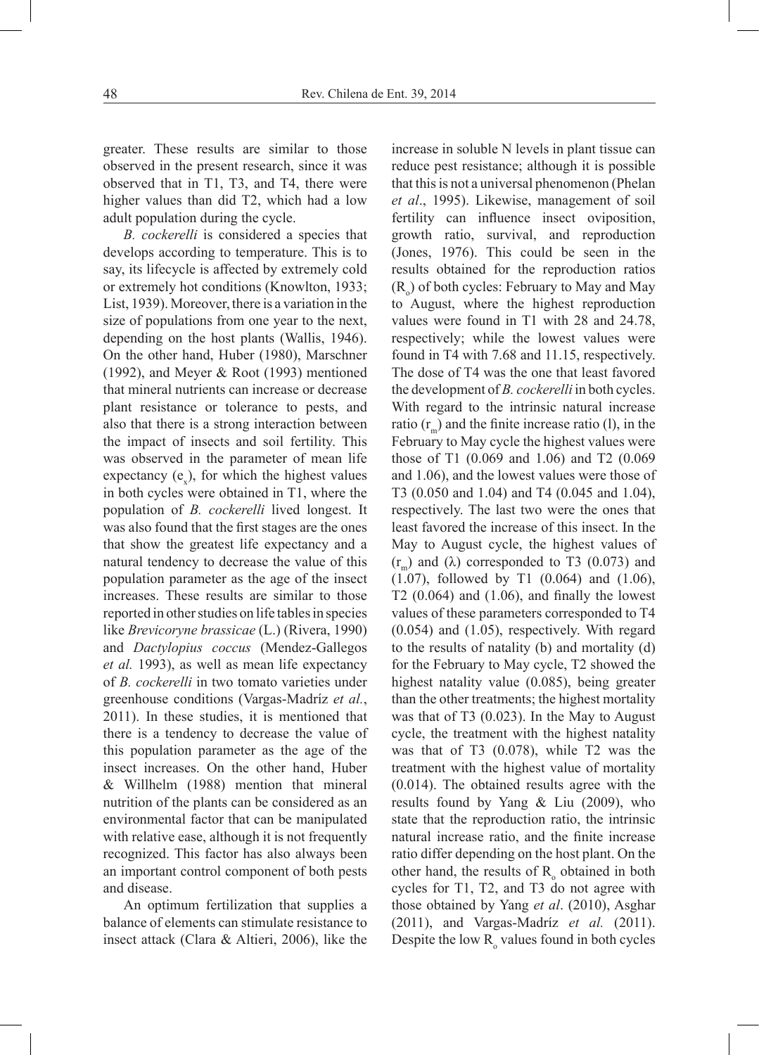greater. These results are similar to those observed in the present research, since it was observed that in T1, T3, and T4, there were higher values than did T2, which had a low adult population during the cycle.

*B. cockerelli* is considered a species that develops according to temperature. This is to say, its lifecycle is affected by extremely cold or extremely hot conditions (Knowlton, 1933; List, 1939). Moreover, there is a variation in the size of populations from one year to the next, depending on the host plants (Wallis, 1946). On the other hand, Huber (1980), Marschner (1992), and Meyer & Root (1993) mentioned that mineral nutrients can increase or decrease plant resistance or tolerance to pests, and also that there is a strong interaction between the impact of insects and soil fertility. This was observed in the parameter of mean life expectancy ($e_x$), for which the highest values in both cycles were obtained in T1, where the population of *B. cockerelli* lived longest. It was also found that the first stages are the ones that show the greatest life expectancy and a natural tendency to decrease the value of this population parameter as the age of the insect increases. These results are similar to those reported in other studies on life tables in species like *Brevicoryne brassicae* (L.) (Rivera, 1990) and *Dactylopius coccus* (Mendez-Gallegos *et al.* 1993), as well as mean life expectancy of *B. cockerelli* in two tomato varieties under greenhouse conditions (Vargas-Madríz *et al.*, 2011). In these studies, it is mentioned that there is a tendency to decrease the value of this population parameter as the age of the insect increases. On the other hand, Huber & Willhelm (1988) mention that mineral nutrition of the plants can be considered as an environmental factor that can be manipulated with relative ease, although it is not frequently recognized. This factor has also always been an important control component of both pests and disease.

An optimum fertilization that supplies a balance of elements can stimulate resistance to insect attack (Clara & Altieri, 2006), like the increase in soluble N levels in plant tissue can reduce pest resistance; although it is possible that this is not a universal phenomenon (Phelan *et al*., 1995). Likewise, management of soil fertility can influence insect oviposition, growth ratio, survival, and reproduction (Jones, 1976). This could be seen in the results obtained for the reproduction ratios ($R_o$) of both cycles: February to May and May to August, where the highest reproduction values were found in T1 with 28 and 24.78, respectively; while the lowest values were found in T4 with 7.68 and 11.15, respectively. The dose of T4 was the one that least favored the development of *B. cockerelli* in both cycles. With regard to the intrinsic natural increase ratio ($r_m$) and the finite increase ratio (l), in the February to May cycle the highest values were those of T1 (0.069 and 1.06) and T2 (0.069 and 1.06), and the lowest values were those of T3 (0.050 and 1.04) and T4 (0.045 and 1.04), respectively. The last two were the ones that least favored the increase of this insect. In the May to August cycle, the highest values of ($r_m$) and ($\lambda$) corresponded to T3 (0.073) and (1.07), followed by T1 (0.064) and (1.06), T2 (0.064) and (1.06), and finally the lowest values of these parameters corresponded to T4 (0.054) and (1.05), respectively. With regard to the results of natality (b) and mortality (d) for the February to May cycle, T2 showed the highest natality value (0.085), being greater than the other treatments; the highest mortality was that of T3 (0.023). In the May to August cycle, the treatment with the highest natality was that of T3 (0.078), while T2 was the treatment with the highest value of mortality (0.014). The obtained results agree with the results found by Yang & Liu (2009), who state that the reproduction ratio, the intrinsic natural increase ratio, and the finite increase ratio differ depending on the host plant. On the other hand, the results of $R_o$ obtained in both cycles for T1, T2, and T3 do not agree with those obtained by Yang *et al*. (2010), Asghar (2011), and Vargas-Madríz *et al.* (2011). Despite the low $R_o$ values found in both cycles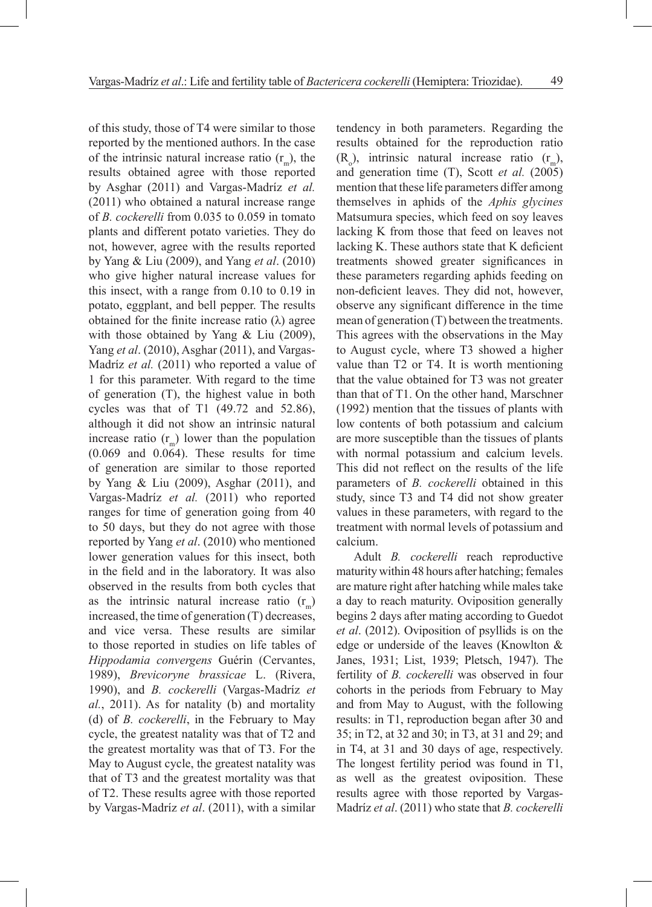of this study, those of T4 were similar to those reported by the mentioned authors. In the case of the intrinsic natural increase ratio ($r_m$), the results obtained agree with those reported by Asghar (2011) and Vargas-Madríz *et al.* (2011) who obtained a natural increase range of *B. cockerelli* from 0.035 to 0.059 in tomato plants and different potato varieties. They do not, however, agree with the results reported by Yang & Liu (2009), and Yang *et al*. (2010) who give higher natural increase values for this insect, with a range from 0.10 to 0.19 in potato, eggplant, and bell pepper. The results obtained for the finite increase ratio (λ) agree with those obtained by Yang & Liu (2009), Yang *et al*. (2010), Asghar (2011), and Vargas-Madríz *et al.* (2011) who reported a value of 1 for this parameter. With regard to the time of generation (T), the highest value in both cycles was that of T1 (49.72 and 52.86), although it did not show an intrinsic natural increase ratio ($r_m$) lower than the population (0.069 and 0.064). These results for time of generation are similar to those reported by Yang & Liu (2009), Asghar (2011), and Vargas-Madríz *et al.* (2011) who reported ranges for time of generation going from 40 to 50 days, but they do not agree with those reported by Yang *et al*. (2010) who mentioned lower generation values for this insect, both in the field and in the laboratory. It was also observed in the results from both cycles that as the intrinsic natural increase ratio ($r_m$) increased, the time of generation (T) decreases, and vice versa. These results are similar to those reported in studies on life tables of *Hippodamia convergens* Guérin (Cervantes, 1989), *Brevicoryne brassicae* L. (Rivera, 1990), and *B. cockerelli* (Vargas-Madríz *et al.*, 2011). As for natality (b) and mortality (d) of *B. cockerelli*, in the February to May cycle, the greatest natality was that of T2 and the greatest mortality was that of T3. For the May to August cycle, the greatest natality was that of T3 and the greatest mortality was that of T2. These results agree with those reported by Vargas-Madríz *et al*. (2011), with a similar tendency in both parameters. Regarding the results obtained for the reproduction ratio ($R_o$), intrinsic natural increase ratio ($r_m$), and generation time (T), Scott *et al.* (2005) mention that these life parameters differ among themselves in aphids of the *Aphis glycines* Matsumura species, which feed on soy leaves lacking K from those that feed on leaves not lacking K. These authors state that K deficient treatments showed greater significances in these parameters regarding aphids feeding on non-deficient leaves. They did not, however, observe any significant difference in the time mean of generation (T) between the treatments. This agrees with the observations in the May to August cycle, where T3 showed a higher value than T2 or T4. It is worth mentioning that the value obtained for T3 was not greater than that of T1. On the other hand, Marschner (1992) mention that the tissues of plants with low contents of both potassium and calcium are more susceptible than the tissues of plants with normal potassium and calcium levels. This did not reflect on the results of the life parameters of *B. cockerelli* obtained in this study, since T3 and T4 did not show greater values in these parameters, with regard to the treatment with normal levels of potassium and calcium.

Adult *B. cockerelli* reach reproductive maturity within 48 hours after hatching; females are mature right after hatching while males take a day to reach maturity. Oviposition generally begins 2 days after mating according to Guedot *et al*. (2012). Oviposition of psyllids is on the edge or underside of the leaves (Knowlton & Janes, 1931; List, 1939; Pletsch, 1947). The fertility of *B. cockerelli* was observed in four cohorts in the periods from February to May and from May to August, with the following results: in T1, reproduction began after 30 and 35; in T2, at 32 and 30; in T3, at 31 and 29; and in T4, at 31 and 30 days of age, respectively. The longest fertility period was found in T1, as well as the greatest oviposition. These results agree with those reported by Vargas-Madríz *et al*. (2011) who state that *B. cockerelli*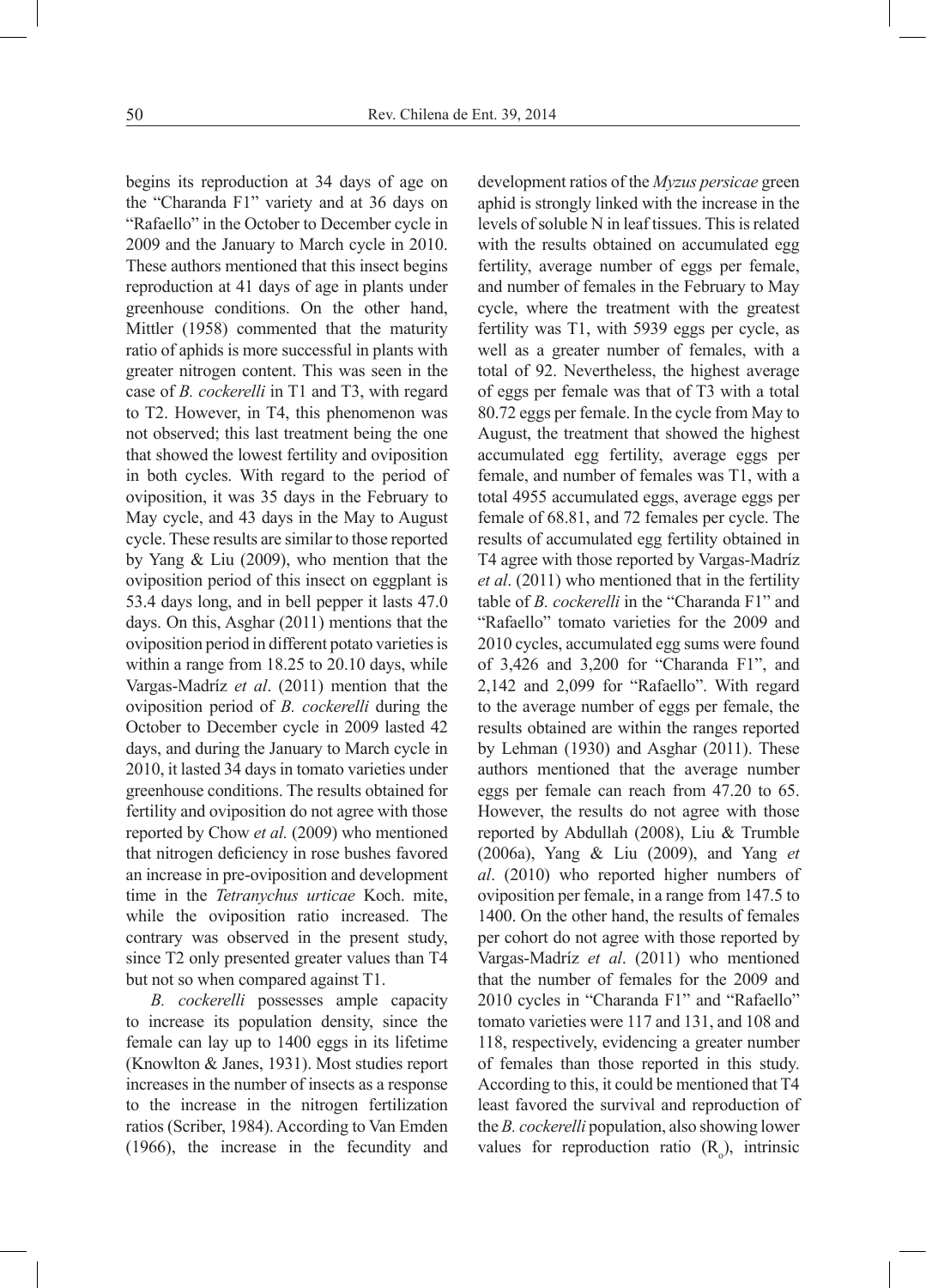begins its reproduction at 34 days of age on the "Charanda F1" variety and at 36 days on "Rafaello" in the October to December cycle in 2009 and the January to March cycle in 2010. These authors mentioned that this insect begins reproduction at 41 days of age in plants under greenhouse conditions. On the other hand, Mittler (1958) commented that the maturity ratio of aphids is more successful in plants with greater nitrogen content. This was seen in the case of *B. cockerelli* in T1 and T3, with regard to T2. However, in T4, this phenomenon was not observed; this last treatment being the one that showed the lowest fertility and oviposition in both cycles. With regard to the period of oviposition, it was 35 days in the February to May cycle, and 43 days in the May to August cycle. These results are similar to those reported by Yang & Liu (2009), who mention that the oviposition period of this insect on eggplant is 53.4 days long, and in bell pepper it lasts 47.0 days. On this, Asghar (2011) mentions that the oviposition period in different potato varieties is within a range from 18.25 to 20.10 days, while Vargas-Madríz *et al*. (2011) mention that the oviposition period of *B. cockerelli* during the October to December cycle in 2009 lasted 42 days, and during the January to March cycle in 2010, it lasted 34 days in tomato varieties under greenhouse conditions. The results obtained for fertility and oviposition do not agree with those reported by Chow *et al.* (2009) who mentioned that nitrogen deficiency in rose bushes favored an increase in pre-oviposition and development time in the *Tetranychus urticae* Koch. mite, while the oviposition ratio increased. The contrary was observed in the present study, since T2 only presented greater values than T4 but not so when compared against T1.

*B. cockerelli* possesses ample capacity to increase its population density, since the female can lay up to 1400 eggs in its lifetime (Knowlton & Janes, 1931). Most studies report increases in the number of insects as a response to the increase in the nitrogen fertilization ratios (Scriber, 1984). According to Van Emden (1966), the increase in the fecundity and development ratios of the *Myzus persicae* green aphid is strongly linked with the increase in the levels of soluble N in leaf tissues. This is related with the results obtained on accumulated egg fertility, average number of eggs per female, and number of females in the February to May cycle, where the treatment with the greatest fertility was T1, with 5939 eggs per cycle, as well as a greater number of females, with a total of 92. Nevertheless, the highest average of eggs per female was that of T3 with a total 80.72 eggs per female. In the cycle from May to August, the treatment that showed the highest accumulated egg fertility, average eggs per female, and number of females was T1, with a total 4955 accumulated eggs, average eggs per female of 68.81, and 72 females per cycle. The results of accumulated egg fertility obtained in T4 agree with those reported by Vargas-Madríz *et al*. (2011) who mentioned that in the fertility table of *B. cockerelli* in the "Charanda F1" and "Rafaello" tomato varieties for the 2009 and 2010 cycles, accumulated egg sums were found of 3,426 and 3,200 for "Charanda F1", and 2,142 and 2,099 for "Rafaello". With regard to the average number of eggs per female, the results obtained are within the ranges reported by Lehman (1930) and Asghar (2011). These authors mentioned that the average number eggs per female can reach from 47.20 to 65. However, the results do not agree with those reported by Abdullah (2008), Liu & Trumble (2006a), Yang & Liu (2009), and Yang *et al*. (2010) who reported higher numbers of oviposition per female, in a range from 147.5 to 1400. On the other hand, the results of females per cohort do not agree with those reported by Vargas-Madríz *et al*. (2011) who mentioned that the number of females for the 2009 and 2010 cycles in "Charanda F1" and "Rafaello" tomato varieties were 117 and 131, and 108 and 118, respectively, evidencing a greater number of females than those reported in this study. According to this, it could be mentioned that T4 least favored the survival and reproduction of the *B. cockerelli* population, also showing lower values for reproduction ratio ($R_o$), intrinsic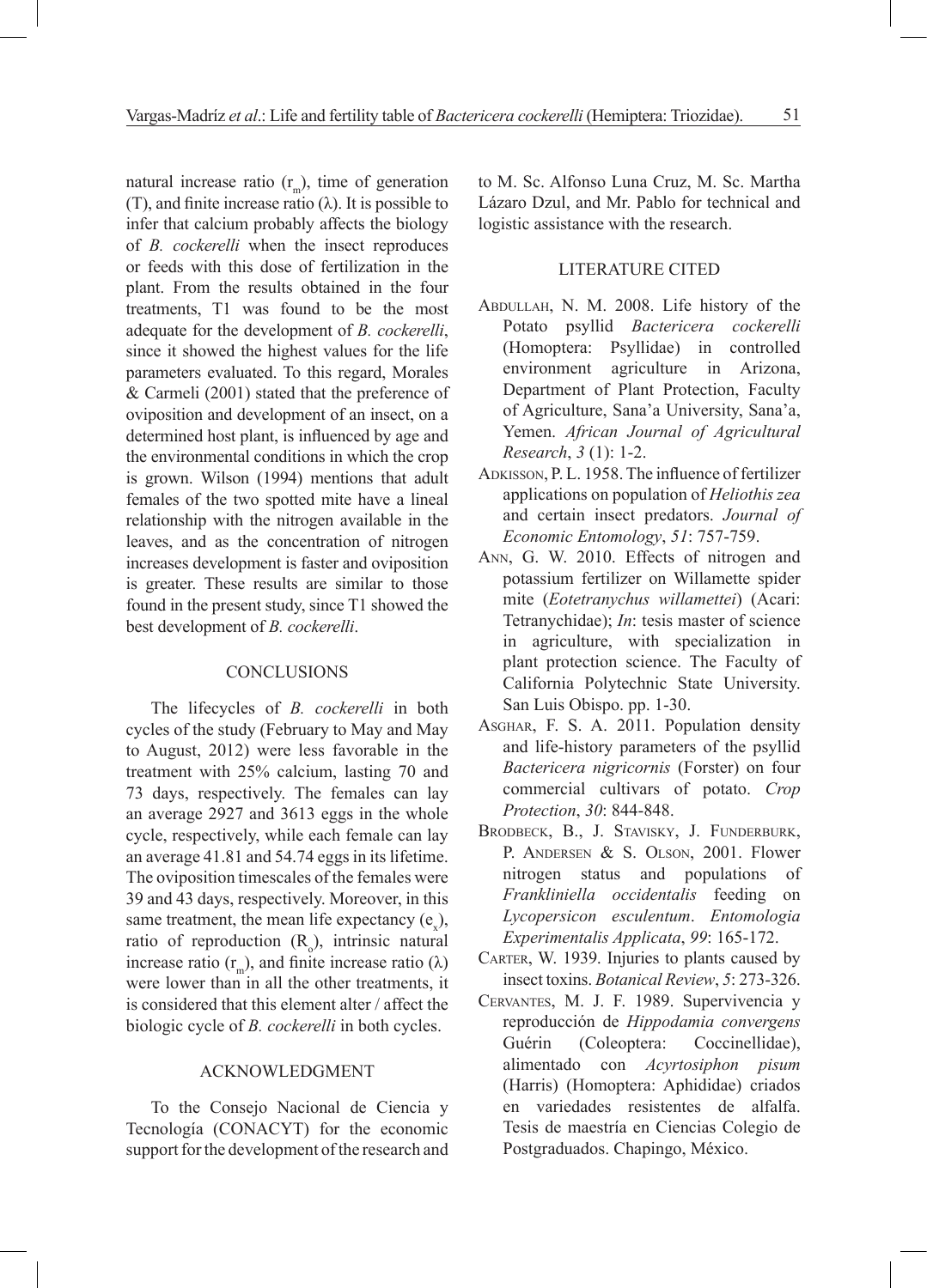natural increase ratio ($r_m$), time of generation (T), and finite increase ratio (λ). It is possible to infer that calcium probably affects the biology of *B. cockerelli* when the insect reproduces or feeds with this dose of fertilization in the plant. From the results obtained in the four treatments, T1 was found to be the most adequate for the development of *B. cockerelli*, since it showed the highest values for the life parameters evaluated. To this regard, Morales & Carmeli (2001) stated that the preference of oviposition and development of an insect, on a determined host plant, is influenced by age and the environmental conditions in which the crop is grown. Wilson (1994) mentions that adult females of the two spotted mite have a lineal relationship with the nitrogen available in the leaves, and as the concentration of nitrogen increases development is faster and oviposition is greater. These results are similar to those found in the present study, since T1 showed the best development of *B. cockerelli*.

## CONCLUSIONS

The lifecycles of *B. cockerelli* in both cycles of the study (February to May and May to August, 2012) were less favorable in the treatment with 25% calcium, lasting 70 and 73 days, respectively. The females can lay an average 2927 and 3613 eggs in the whole cycle, respectively, while each female can lay an average 41.81 and 54.74 eggs in its lifetime. The oviposition timescales of the females were 39 and 43 days, respectively. Moreover, in this same treatment, the mean life expectancy ($e_x$), ratio of reproduction ($R_o$), intrinsic natural increase ratio ($r_m$), and finite increase ratio (λ) were lower than in all the other treatments, it is considered that this element alter / affect the biologic cycle of *B. cockerelli* in both cycles.

## ACKNOWLEDGMENT

To the Consejo Nacional de Ciencia y Tecnología (CONACYT) for the economic support for the development of the research and to M. Sc. Alfonso Luna Cruz, M. Sc. Martha Lázaro Dzul, and Mr. Pablo for technical and logistic assistance with the research.

## LITERATURE CITED

Abdullah, N. M. 2008. Life history of the Potato psyllid *Bactericera cockerelli* (Homoptera: Psyllidae) in controlled environment agriculture in Arizona, Department of Plant Protection, Faculty of Agriculture, Sana'a University, Sana'a, Yemen. *African Journal of Agricultural Research*, *3* (1): 1-2.

Adkisson, P. L. 1958. The influence of fertilizer applications on population of *Heliothis zea* and certain insect predators. *Journal of Economic Entomology*, *51*: 757-759.

Ann, G. W. 2010. Effects of nitrogen and potassium fertilizer on Willamette spider mite (*Eotetranychus willamettei*) (Acari: Tetranychidae); *In*: tesis master of science in agriculture, with specialization in plant protection science. The Faculty of California Polytechnic State University. San Luis Obispo. pp. 1-30.

Asghar, F. S. A. 2011. Population density and life-history parameters of the psyllid *Bactericera nigricornis* (Forster) on four commercial cultivars of potato. *Crop Protection*, *30*: 844-848.

Brodbeck, B., J. Stavisky, J. Funderburk, P. Andersen & S. Olson, 2001. Flower nitrogen status and populations of *Frankliniella occidentalis* feeding on *Lycopersicon esculentum*. *Entomologia Experimentalis Applicata*, *99*: 165-172.

Carter, W. 1939. Injuries to plants caused by insect toxins. *Botanical Review*, *5*: 273-326.

Cervantes, M. J. F. 1989. Supervivencia y reproducción de *Hippodamia convergens* Guérin (Coleoptera: Coccinellidae), alimentado con *Acyrtosiphon pisum* (Harris) (Homoptera: Aphididae) criados en variedades resistentes de alfalfa. Tesis de maestría en Ciencias Colegio de Postgraduados. Chapingo, México.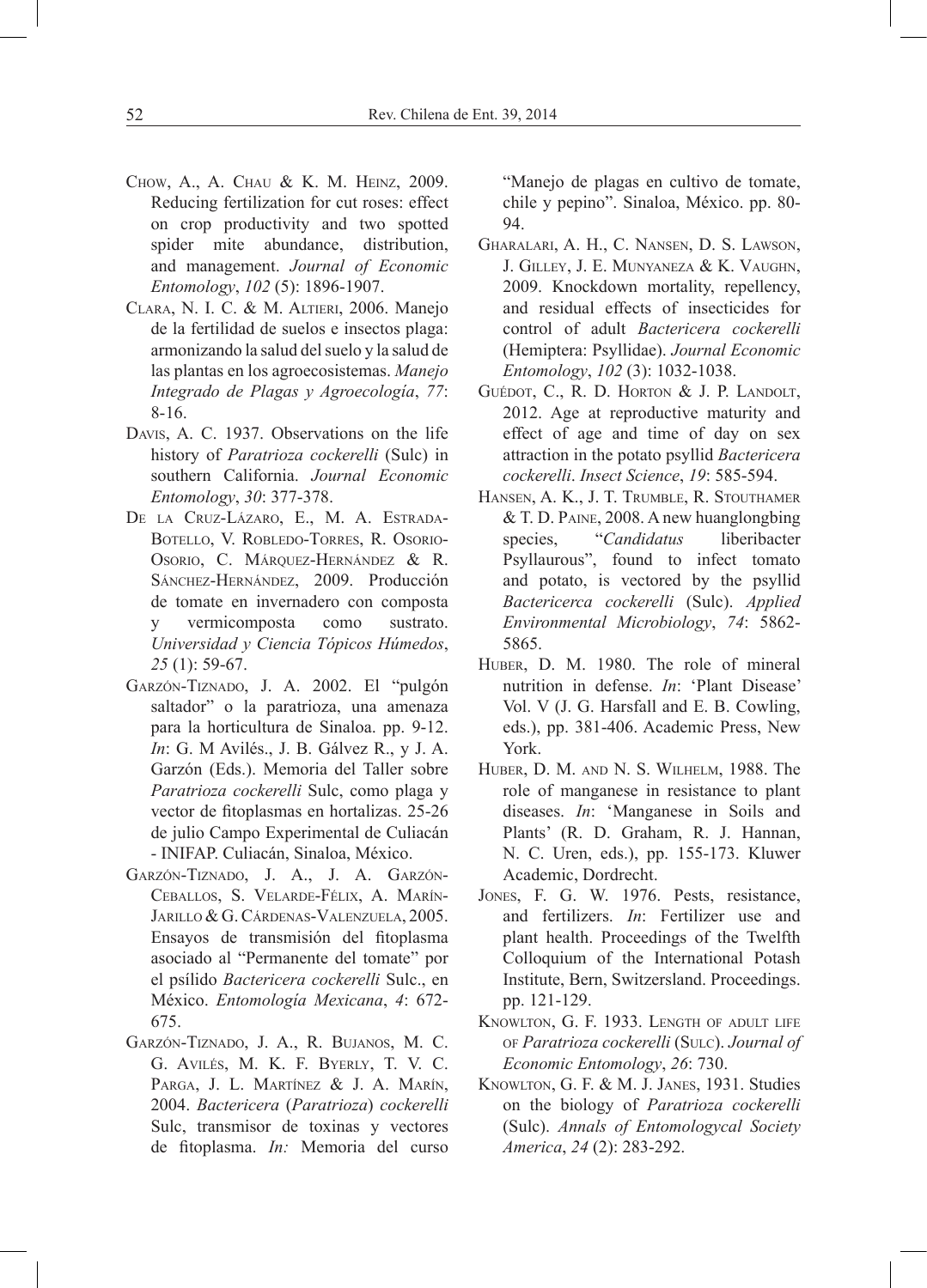Chow, A., A. Chau & K. M. Heinz, 2009. Reducing fertilization for cut roses: effect on crop productivity and two spotted spider mite abundance, distribution, and management. *Journal of Economic Entomology*, *102* (5): 1896-1907.

Clara, N. I. C. & M. Altieri, 2006. Manejo de la fertilidad de suelos e insectos plaga: armonizando la salud del suelo y la salud de las plantas en los agroecosistemas. *Manejo Integrado de Plagas y Agroecología*, *77*: 8-16.

Davis, A. C. 1937. Observations on the life history of *Paratrioza cockerelli* (Sulc) in southern California. *Journal Economic Entomology*, *30*: 377-378.

De la Cruz-Lázaro, E., M. A. Estrada-Botello, V. Robledo-Torres, R. Osorio-Osorio, C. Márquez-Hernández & R. Sánchez-Hernández, 2009. Producción de tomate en invernadero con composta y vermicomposta como sustrato. *Universidad y Ciencia Tópicos Húmedos*, *25* (1): 59-67.

Garzón-Tiznado, J. A. 2002. El "pulgón saltador" o la paratrioza, una amenaza para la horticultura de Sinaloa. pp. 9-12. *In*: G. M Avilés., J. B. Gálvez R., y J. A. Garzón (Eds.). Memoria del Taller sobre *Paratrioza cockerelli* Sulc, como plaga y vector de fitoplasmas en hortalizas. 25-26 de julio Campo Experimental de Culiacán - INIFAP. Culiacán, Sinaloa, México.

Garzón-Tiznado, J. A., J. A. Garzón-Ceballos, S. Velarde-Félix, A. Marín-Jarillo & G. Cárdenas-Valenzuela, 2005. Ensayos de transmisión del fitoplasma asociado al "Permanente del tomate" por el psílido *Bactericera cockerelli* Sulc., en México. *Entomología Mexicana*, *4*: 672-675.

Garzón-Tiznado, J. A., R. Bujanos, M. C. G. Avilés, M. K. F. Byerly, T. V. C. Parga, J. L. Martínez & J. A. Marín, 2004. *Bactericera* (*Paratrioza*) *cockerelli* Sulc, transmisor de toxinas y vectores de fitoplasma. *In:* Memoria del curso "Manejo de plagas en cultivo de tomate, chile y pepino". Sinaloa, México. pp. 80-94.

Gharalari, A. H., C. Nansen, D. S. Lawson, J. Gilley, J. E. Munyaneza & K. Vaughn, 2009. Knockdown mortality, repellency, and residual effects of insecticides for control of adult *Bactericera cockerelli* (Hemiptera: Psyllidae). *Journal Economic Entomology*, *102* (3): 1032-1038.

Guédot, C., R. D. Horton & J. P. Landolt, 2012. Age at reproductive maturity and effect of age and time of day on sex attraction in the potato psyllid *Bactericera cockerelli*. *Insect Science*, *19*: 585-594.

Hansen, A. K., J. T. Trumble, R. Stouthamer & T. D. Paine, 2008. A new huanglongbing species, "*Candidatus* liberibacter Psyllaurous", found to infect tomato and potato, is vectored by the psyllid *Bactericerca cockerelli* (Sulc). *Applied Environmental Microbiology*, *74*: 5862-5865.

Huber, D. M. 1980. The role of mineral nutrition in defense. *In*: 'Plant Disease' Vol. V (J. G. Harsfall and E. B. Cowling, eds.), pp. 381-406. Academic Press, New York.

Huber, D. M. and N. S. Wilhelm, 1988. The role of manganese in resistance to plant diseases. *In*: 'Manganese in Soils and Plants' (R. D. Graham, R. J. Hannan, N. C. Uren, eds.), pp. 155-173. Kluwer Academic, Dordrecht.

Jones, F. G. W. 1976. Pests, resistance, and fertilizers. *In*: Fertilizer use and plant health. Proceedings of the Twelfth Colloquium of the International Potash Institute, Bern, Switzersland. Proceedings. pp. 121-129.

Knowlton, G. F. 1933. Length of adult life of *Paratrioza cockerelli* (Sulc). *Journal of Economic Entomology*, *26*: 730.

Knowlton, G. F. & M. J. Janes, 1931. Studies on the biology of *Paratrioza cockerelli* (Sulc). *Annals of Entomologycal Society America*, *24* (2): 283-292.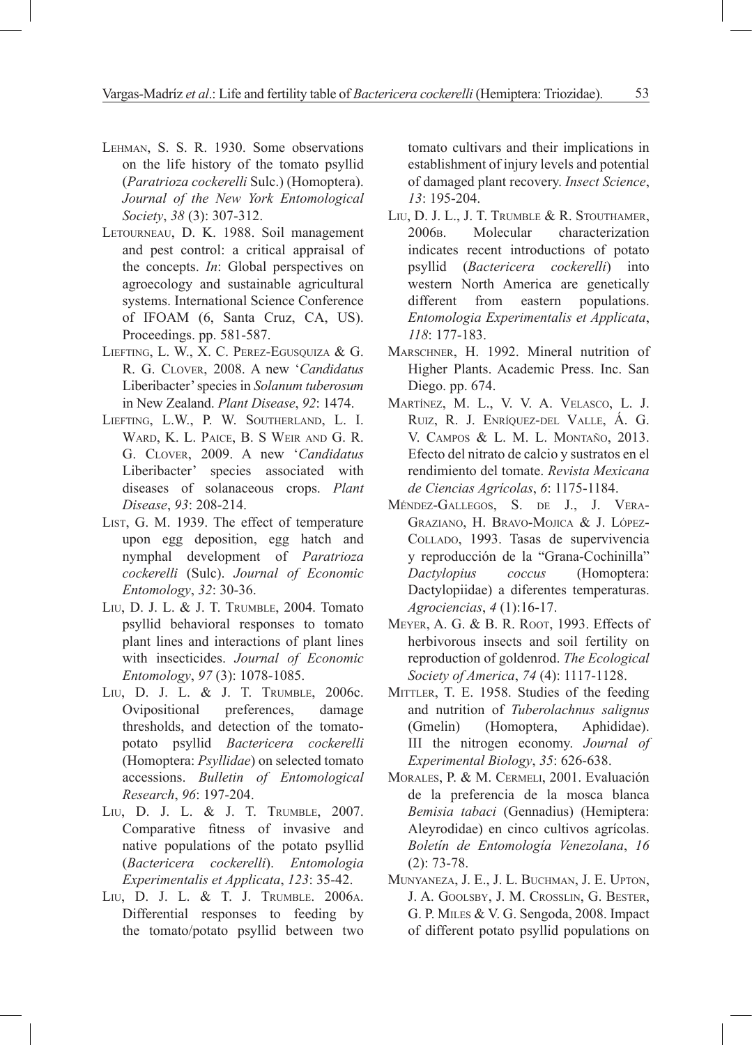Lehman, S. S. R. 1930. Some observations on the life history of the tomato psyllid (*Paratrioza cockerelli* Sulc.) (Homoptera). *Journal of the New York Entomological Society*, *38* (3): 307-312.

Letourneau, D. K. 1988. Soil management and pest control: a critical appraisal of the concepts. *In*: Global perspectives on agroecology and sustainable agricultural systems. International Science Conference of IFOAM (6, Santa Cruz, CA, US). Proceedings. pp. 581-587.

Liefting, L. W., X. C. Perez-Egusquiza & G. R. G. Clover, 2008. A new '*Candidatus* Liberibacter' species in *Solanum tuberosum* in New Zealand. *Plant Disease*, *92*: 1474.

Liefting, L.W., P. W. Southerland, L. I. Ward, K. L. Paice, B. S Weir and G. R. G. Clover, 2009. A new '*Candidatus* Liberibacter' species associated with diseases of solanaceous crops. *Plant Disease*, *93*: 208-214.

List, G. M. 1939. The effect of temperature upon egg deposition, egg hatch and nymphal development of *Paratrioza cockerelli* (Sulc). *Journal of Economic Entomology*, *32*: 30-36.

Liu, D. J. L. & J. T. Trumble, 2004. Tomato psyllid behavioral responses to tomato plant lines and interactions of plant lines with insecticides. *Journal of Economic Entomology*, *97* (3): 1078-1085.

Liu, D. J. L. & J. T. Trumble, 2006c. Ovipositional preferences, damage thresholds, and detection of the tomato-potato psyllid *Bactericera cockerelli* (Homoptera: *Psyllidae*) on selected tomato accessions. *Bulletin of Entomological Research*, *96*: 197-204.

Liu, D. J. L. & J. T. Trumble, 2007. Comparative fitness of invasive and native populations of the potato psyllid (*Bactericera cockerelli*). *Entomologia Experimentalis et Applicata*, *123*: 35-42.

Liu, D. J. L. & T. J. Trumble. 2006a. Differential responses to feeding by the tomato/potato psyllid between two tomato cultivars and their implications in establishment of injury levels and potential of damaged plant recovery. *Insect Science*, *13*: 195-204.

Liu, D. J. L., J. T. Trumble & R. Stouthamer, 2006b. Molecular characterization indicates recent introductions of potato psyllid (*Bactericera cockerelli*) into western North America are genetically different from eastern populations. *Entomologia Experimentalis et Applicata*, *118*: 177-183.

Marschner, H. 1992. Mineral nutrition of Higher Plants. Academic Press. Inc. San Diego. pp. 674.

Martínez, M. L., V. V. A. Velasco, L. J. Ruiz, R. J. Enríquez-del Valle, Á. G. V. Campos & L. M. L. Montaño, 2013. Efecto del nitrato de calcio y sustratos en el rendimiento del tomate. *Revista Mexicana de Ciencias Agrícolas*, *6*: 1175-1184.

Méndez-Gallegos, S. de J., J. Vera-Graziano, H. Bravo-Mojica & J. López-Collado, 1993. Tasas de supervivencia y reproducción de la "Grana-Cochinilla" *Dactylopius coccus* (Homoptera: Dactylopiidae) a diferentes temperaturas. *Agrociencias*, *4* (1):16-17.

Meyer, A. G. & B. R. Root, 1993. Effects of herbivorous insects and soil fertility on reproduction of goldenrod. *The Ecological Society of America*, *74* (4): 1117-1128.

Mittler, T. E. 1958. Studies of the feeding and nutrition of *Tuberolachnus salignus* (Gmelin) (Homoptera, Aphididae). III the nitrogen economy. *Journal of Experimental Biology*, *35*: 626-638.

Morales, P. & M. Cermeli, 2001. Evaluación de la preferencia de la mosca blanca *Bemisia tabaci* (Gennadius) (Hemiptera: Aleyrodidae) en cinco cultivos agrícolas. *Boletín de Entomología Venezolana*, *16* (2): 73-78.

Munyaneza, J. E., J. L. Buchman, J. E. Upton, J. A. Goolsby, J. M. Crosslin, G. Bester, G. P. Miles & V. G. Sengoda, 2008. Impact of different potato psyllid populations on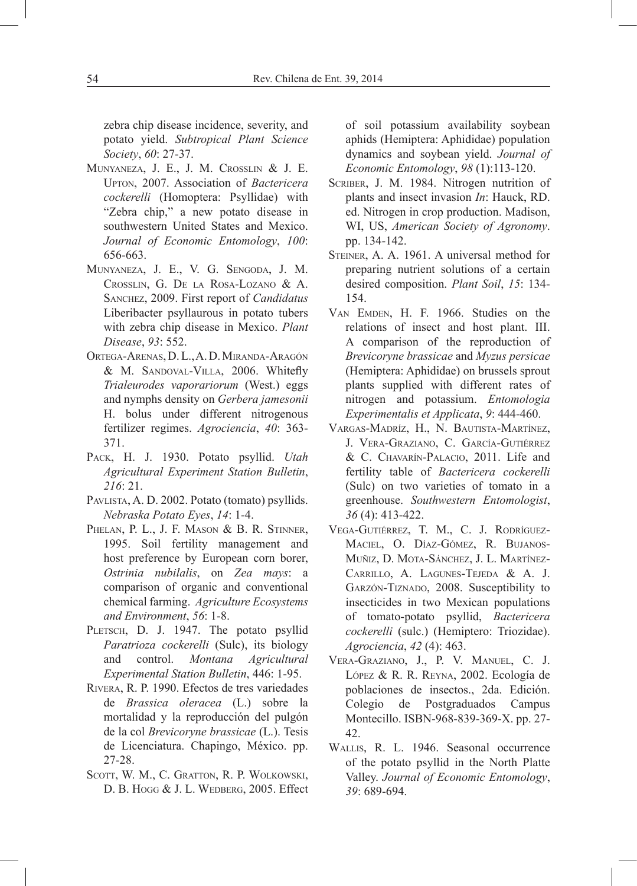zebra chip disease incidence, severity, and potato yield. *Subtropical Plant Science Society*, *60*: 27-37.

Munyaneza, J. E., J. M. Crosslin & J. E. Upton, 2007. Association of *Bactericera cockerelli* (Homoptera: Psyllidae) with "Zebra chip," a new potato disease in southwestern United States and Mexico. *Journal of Economic Entomology*, *100*: 656-663.

Munyaneza, J. E., V. G. Sengoda, J. M. Crosslin, G. De la Rosa-Lozano & A. Sanchez, 2009. First report of *Candidatus* Liberibacter psyllaurous in potato tubers with zebra chip disease in Mexico. *Plant Disease*, *93*: 552.

Ortega-Arenas, D. L., A. D. Miranda-Aragón & M. Sandoval-Villa, 2006. Whitefly *Trialeurodes vaporariorum* (West.) eggs and nymphs density on *Gerbera jamesonii* H. bolus under different nitrogenous fertilizer regimes. *Agrociencia*, *40*: 363-371.

Pack, H. J. 1930. Potato psyllid. *Utah Agricultural Experiment Station Bulletin*, *216*: 21.

Pavlista, A. D. 2002. Potato (tomato) psyllids. *Nebraska Potato Eyes*, *14*: 1-4.

Phelan, P. L., J. F. Mason & B. R. Stinner, 1995. Soil fertility management and host preference by European corn borer, *Ostrinia nubilalis*, on *Zea mays*: a comparison of organic and conventional chemical farming. *Agriculture Ecosystems and Environment*, *56*: 1-8.

Pletsch, D. J. 1947. The potato psyllid *Paratrioza cockerelli* (Sulc), its biology and control. *Montana Agricultural Experimental Station Bulletin*, 446: 1-95.

Rivera, R. P. 1990. Efectos de tres variedades de *Brassica oleracea* (L.) sobre la mortalidad y la reproducción del pulgón de la col *Brevicoryne brassicae* (L.). Tesis de Licenciatura. Chapingo, México. pp. 27-28.

Scott, W. M., C. Gratton, R. P. Wolkowski, D. B. Hogg & J. L. Wedberg, 2005. Effect of soil potassium availability soybean aphids (Hemiptera: Aphididae) population dynamics and soybean yield. *Journal of Economic Entomology*, *98* (1):113-120.

Scriber, J. M. 1984. Nitrogen nutrition of plants and insect invasion *In*: Hauck, RD. ed. Nitrogen in crop production. Madison, WI, US, *American Society of Agronomy*. pp. 134-142.

Steiner, A. A. 1961. A universal method for preparing nutrient solutions of a certain desired composition. *Plant Soil*, *15*: 134-154.

Van Emden, H. F. 1966. Studies on the relations of insect and host plant. III. A comparison of the reproduction of *Brevicoryne brassicae* and *Myzus persicae* (Hemiptera: Aphididae) on brussels sprout plants supplied with different rates of nitrogen and potassium. *Entomologia Experimentalis et Applicata*, *9*: 444-460.

Vargas-Madríz, H., N. Bautista-Martínez, J. Vera-Graziano, C. García-Gutiérrez & C. Chavarín-Palacio, 2011. Life and fertility table of *Bactericera cockerelli* (Sulc) on two varieties of tomato in a greenhouse. *Southwestern Entomologist*, *36* (4): 413-422.

Vega-Gutiérrez, T. M., C. J. Rodríguez-Maciel, O. Díaz-Gómez, R. Bujanos-Muñiz, D. Mota-Sánchez, J. L. Martínez-Carrillo, A. Lagunes-Tejeda & A. J. Garzón-Tiznado, 2008. Susceptibility to insecticides in two Mexican populations of tomato-potato psyllid, *Bactericera cockerelli* (sulc.) (Hemiptero: Triozidae). *Agrociencia*, *42* (4): 463.

Vera-Graziano, J., P. V. Manuel, C. J. López & R. R. Reyna, 2002. Ecología de poblaciones de insectos., 2da. Edición. Colegio de Postgraduados Campus Montecillo. ISBN-968-839-369-X. pp. 27-42.

Wallis, R. L. 1946. Seasonal occurrence of the potato psyllid in the North Platte Valley. *Journal of Economic Entomology*, *39*: 689-694.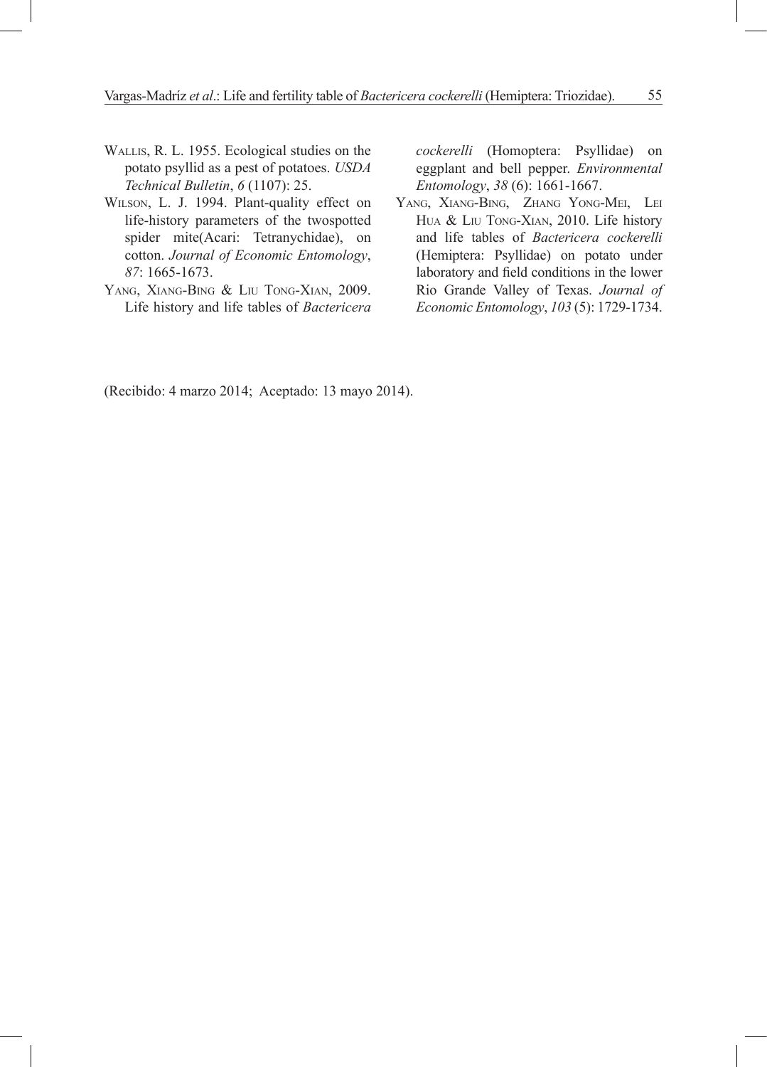Wallis, R. L. 1955. Ecological studies on the potato psyllid as a pest of potatoes. *USDA Technical Bulletin*, *6* (1107): 25.

Wilson, L. J. 1994. Plant-quality effect on life-history parameters of the twospotted spider mite(Acari: Tetranychidae), on cotton. *Journal of Economic Entomology*, *87*: 1665-1673.

Yang, Xiang-Bing & Liu Tong-Xian, 2009. Life history and life tables of *Bactericera cockerelli* (Homoptera: Psyllidae) on eggplant and bell pepper. *Environmental Entomology*, *38* (6): 1661-1667.

Yang, Xiang-Bing, Zhang Yong-Mei, Lei Hua & Liu Tong-Xian, 2010. Life history and life tables of *Bactericera cockerelli* (Hemiptera: Psyllidae) on potato under laboratory and field conditions in the lower Rio Grande Valley of Texas. *Journal of Economic Entomology*, *103* (5): 1729-1734.

(Recibido: 4 marzo 2014; Aceptado: 13 mayo 2014).